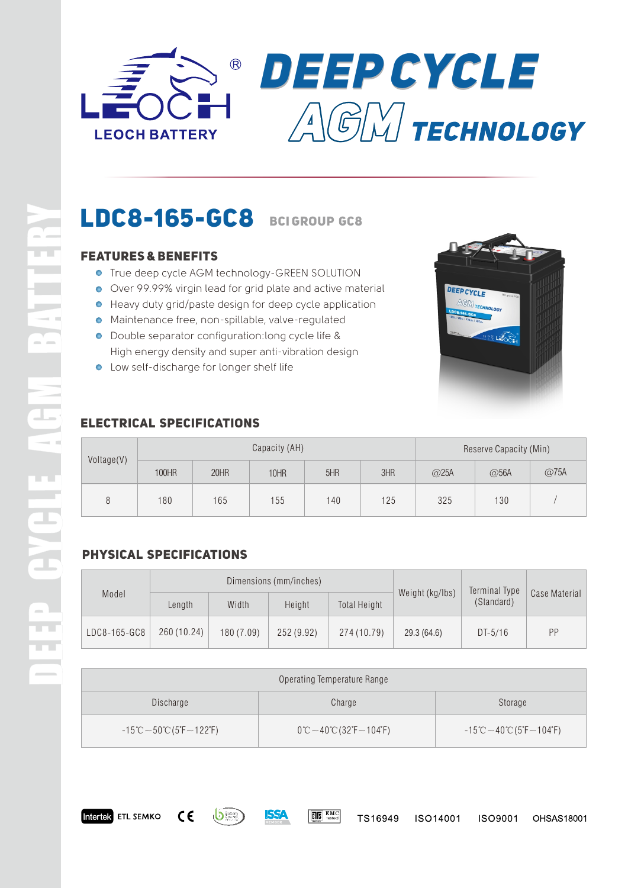LEOCH BATTERY

# DEEP CYCLE AGM TECHNOLOGY

DEEP CYCLE AGM BATTERY

## LDC8-165-GC8 BCI GROUP GC8

### FEATURES & BENEFITS

- True deep cycle AGM technology-GREEN SOLUTION
- Over 99.99% virgin lead for grid plate and active material
- Heavy duty grid/paste design for deep cycle application
- Maintenance free, non-spillable, valve-regulated
- Double separator configuration:long cycle life & High energy density and super anti-vibration design
- Low self-discharge for longer shelf life

### ELECTRICAL SPECIFICATIONS

| Voltage(V) | Capacity (AH) | | | | | Reserve Capacity (Min) | | |
|---|---|---|---|---|---|---|---|---|
| | 100HR | 20HR | 10HR | 5HR | 3HR | @25A | @56A | @75A |
| 8 | 180 | 165 | 155 | 140 | 125 | 325 | 130 | / |

### PHYSICAL SPECIFICATIONS

| Model | Dimensions (mm/inches) | | | | Weight (kg/lbs) | Terminal Type (Standard) | Case Material |
|---|---|---|---|---|---|---|---|
| | Length | Width | Height | Total Height | | | |
| LDC8-165-GC8 | 260 (10.24) | 180 (7.09) | 252 (9.92) | 274 (10.79) | 29.3 (64.6) | DT-5/16 | PP |

| Operating Temperature Range | | |
|---|---|---|
| Discharge | Charge | Storage |
| -15℃～50℃(5℉～122℉) | 0℃～40℃(32℉～104℉) | -15℃～40℃(5℉～104℉) |

Intertek ETL SEMKO CE ISSA EMC TS16949 ISO14001 ISO9001 OHSAS18001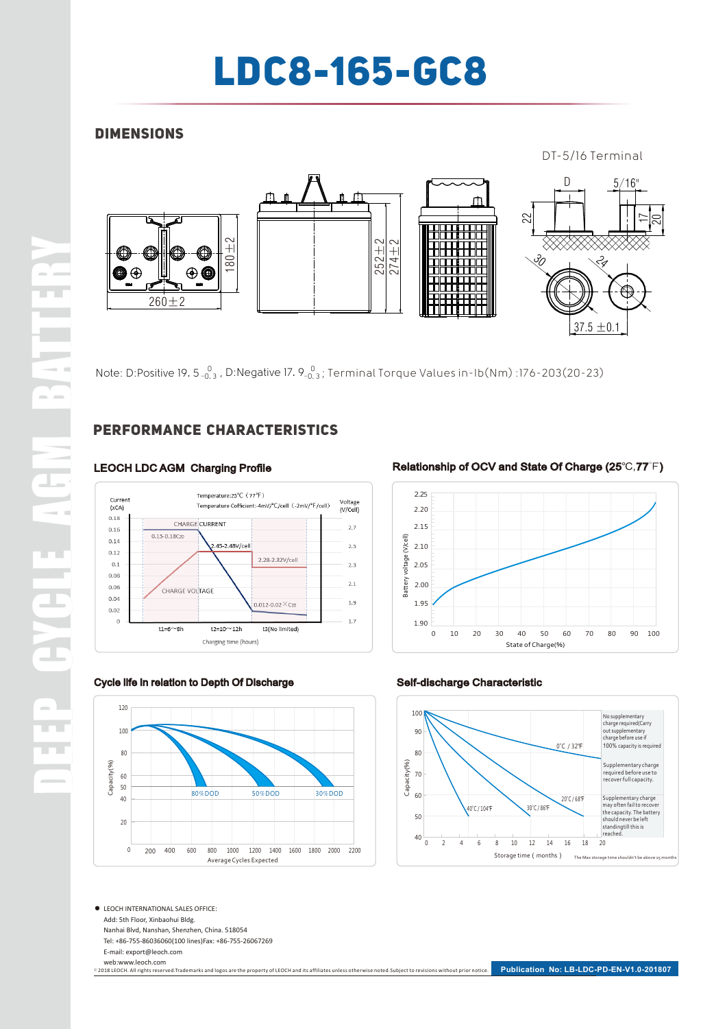# LDC8-165-GC8

## DIMENSIONS

DT-5/16 Terminal

260±2

180±2

252±2

274±2

D

5/16"

22

17

20

30

24

37.5 ±0.1

Note: D:Positive 19. $5_{-0.3}^{0}$ , D:Negative 17. $9_{-0.3}^{0}$ ; Terminal Torque Values in-lb(Nm) :176-203(20-23)

## PERFORMANCE CHARACTERISTICS

### LEOCH LDC AGM Charging Profile

Temperature:25℃（77℉）

Temperature Cofficient:-4mV/℃/cell（-2mV/℉/cell）

Current (xCA)

Voltage (V/Cell)

0.18, 0.16, 0.14, 0.12, 0.1, 0.08, 0.06, 0.04, 0.02, 0

2.7, 2.5, 2.3, 2.1, 1.9, 1.7

CHARGE CURRENT

0.15-0.18C20

2.45-2.48V/cell

2.28-2.32V/cell

CHARGE VOLTAGE

0.012-0.02×C20

t1=6~8h

t2=10~12h

t3(No limited)

Charging time (hours)

### Relationship of OCV and State Of Charge (25℃,77℉)

Battery voltage (V/cell)

2.25, 2.20, 2.15, 2.10, 2.05, 2.00, 1.95, 1.90

0, 10, 20, 30, 40, 50, 60, 70, 80, 90, 100

State of Charge(%)

### Cycle life in relation to Depth Of Discharge

Capacity(%)

120, 100, 80, 60, 50, 40, 20, 0

80%DOD

50%DOD

30%DOD

200, 400, 600, 800, 1000, 1200, 1400, 1600, 1800, 2000, 2200

Average Cycles Expected

### Self-discharge Characteristic

Capacity(%)

100, 90, 80, 70, 60, 50, 40

0℃ / 32℉

20℃ / 68℉

30℃ / 86℉

40℃ / 104℉

0, 2, 4, 6, 8, 10, 12, 14, 16, 18, 20

Storage time ( months )

No supplementary charge required(Carry out supplementary charge before use if 100% capacity is required

Supplementary charge required before use to recover full capacity.

Supplementary charge may often fail to recover the capacity. The battery should never be left standingtill this is reached.

The Max storage time shouldn't be above 15 months

- LEOCH INTERNATIONAL SALES OFFICE:

Add: 5th Floor, Xinbaohui Bldg.
Nanhai Blvd, Nanshan, Shenzhen, China. 518054
Tel: +86-755-86036060(100 lines)Fax: +86-755-26067269
E-mail: export@leoch.com
web:www.leoch.com

©2018 LEOCH. All rights reserved.Trademarks and logos are the property of LEOCH and its affiliates unless otherwise noted.Subject to revisions without prior notice.

**Publication No: LB-LDC-PD-EN-V1.0-201807**

DEEP CYCLE AGM BATTERY